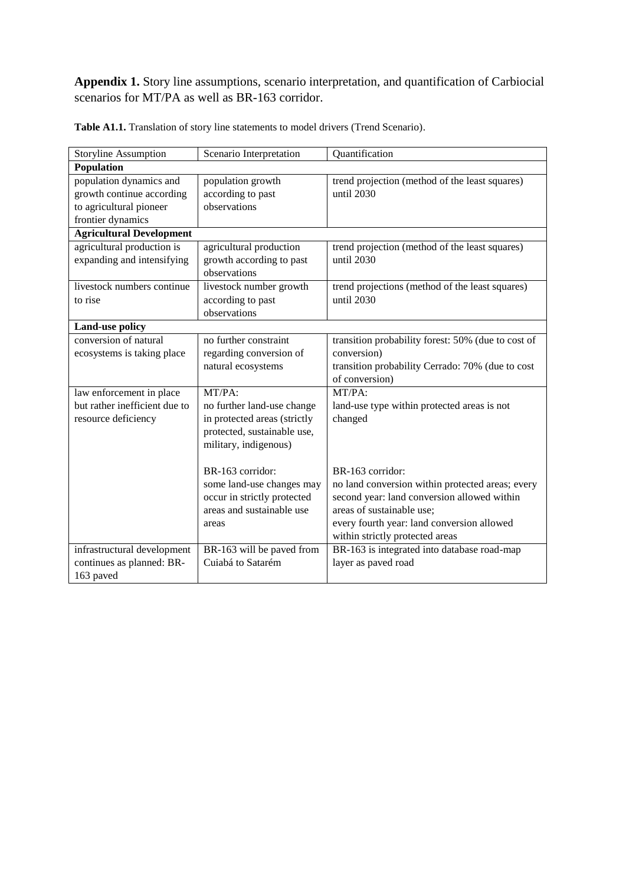**Appendix 1.** Story line assumptions, scenario interpretation, and quantification of Carbiocial scenarios for MT/PA as well as BR-163 corridor.

**Table A1.1.** Translation of story line statements to model drivers (Trend Scenario).

| Storyline Assumption | Scenario Interpretation | Quantification |
|---|---|---|
| **Population** | | |
| population dynamics and growth continue according to agricultural pioneer frontier dynamics | population growth according to past observations | trend projection (method of the least squares) until 2030 |
| **Agricultural Development** | | |
| agricultural production is expanding and intensifying | agricultural production growth according to past observations | trend projection (method of the least squares) until 2030 |
| livestock numbers continue to rise | livestock number growth according to past observations | trend projections (method of the least squares) until 2030 |
| **Land-use policy** | | |
| conversion of natural ecosystems is taking place | no further constraint regarding conversion of natural ecosystems | transition probability forest: 50% (due to cost of conversion)<br>transition probability Cerrado: 70% (due to cost of conversion) |
| law enforcement in place but rather inefficient due to resource deficiency | MT/PA:<br>no further land-use change in protected areas (strictly protected, sustainable use, military, indigenous)<br><br>BR-163 corridor:<br>some land-use changes may occur in strictly protected areas and sustainable use areas | MT/PA:<br>land-use type within protected areas is not changed<br><br>BR-163 corridor:<br>no land conversion within protected areas; every second year: land conversion allowed within areas of sustainable use;<br>every fourth year: land conversion allowed within strictly protected areas |
| infrastructural development continues as planned: BR-163 paved | BR-163 will be paved from Cuiabá to Satarém | BR-163 is integrated into database road-map layer as paved road |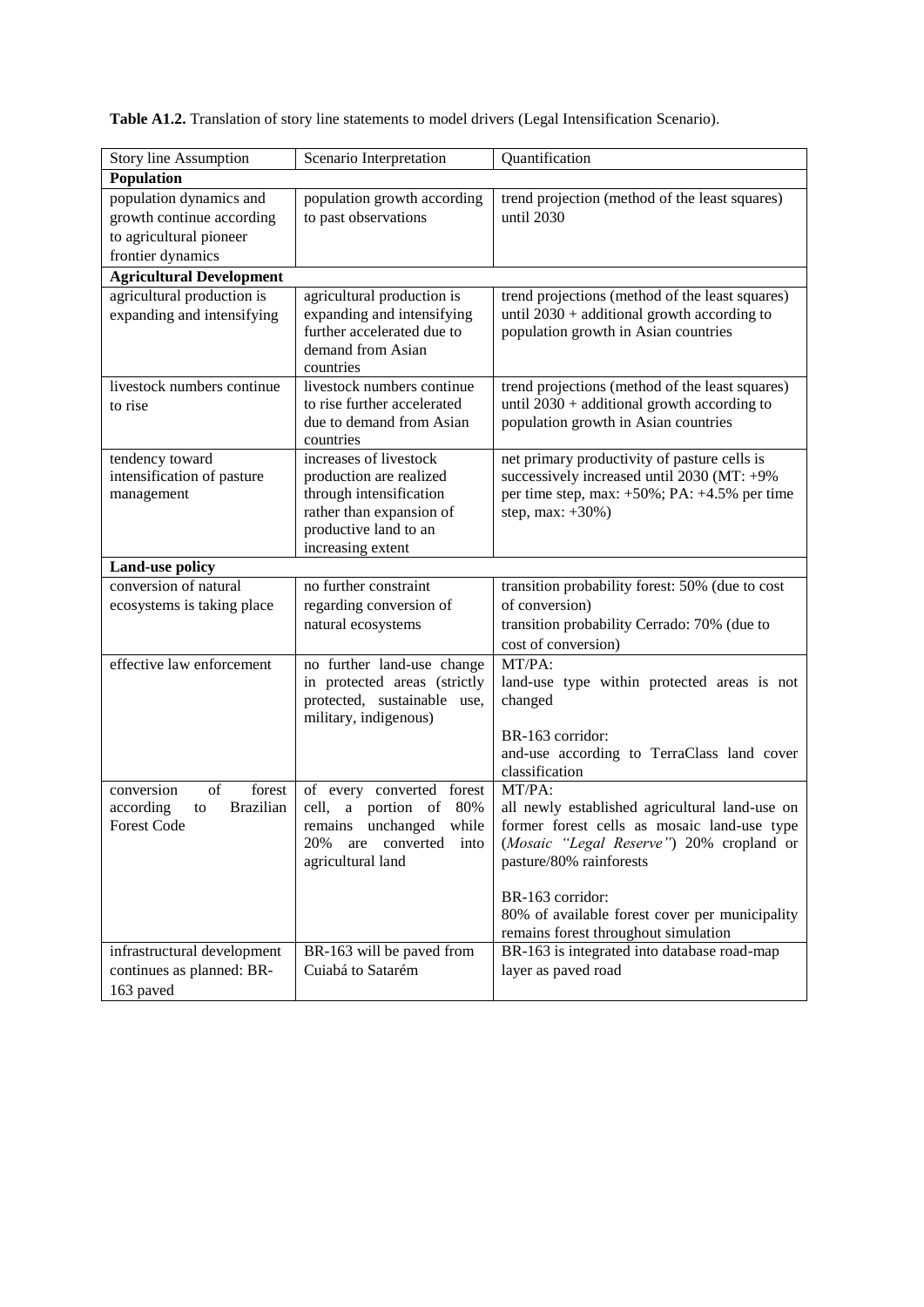**Table A1.2.** Translation of story line statements to model drivers (Legal Intensification Scenario).

| Story line Assumption | Scenario Interpretation | Quantification |
|---|---|---|
| **Population** | | |
| population dynamics and growth continue according to agricultural pioneer frontier dynamics | population growth according to past observations | trend projection (method of the least squares) until 2030 |
| **Agricultural Development** | | |
| agricultural production is expanding and intensifying | agricultural production is expanding and intensifying further accelerated due to demand from Asian countries | trend projections (method of the least squares) until 2030 + additional growth according to population growth in Asian countries |
| livestock numbers continue to rise | livestock numbers continue to rise further accelerated due to demand from Asian countries | trend projections (method of the least squares) until 2030 + additional growth according to population growth in Asian countries |
| tendency toward intensification of pasture management | increases of livestock production are realized through intensification rather than expansion of productive land to an increasing extent | net primary productivity of pasture cells is successively increased until 2030 (MT: +9% per time step, max: +50%; PA: +4.5% per time step, max: +30%) |
| **Land-use policy** | | |
| conversion of natural ecosystems is taking place | no further constraint regarding conversion of natural ecosystems | transition probability forest: 50% (due to cost of conversion)<br>transition probability Cerrado: 70% (due to cost of conversion) |
| effective law enforcement | no further land-use change in protected areas (strictly protected, sustainable use, military, indigenous) | MT/PA:<br>land-use type within protected areas is not changed<br><br>BR-163 corridor:<br>and-use according to TerraClass land cover classification |
| conversion of forest according to Brazilian Forest Code | of every converted forest cell, a portion of 80% remains unchanged while 20% are converted into agricultural land | MT/PA:<br>all newly established agricultural land-use on former forest cells as mosaic land-use type (*Mosaic "Legal Reserve"*) 20% cropland or pasture/80% rainforests<br><br>BR-163 corridor:<br>80% of available forest cover per municipality remains forest throughout simulation |
| infrastructural development continues as planned: BR-163 paved | BR-163 will be paved from Cuiabá to Satarém | BR-163 is integrated into database road-map layer as paved road |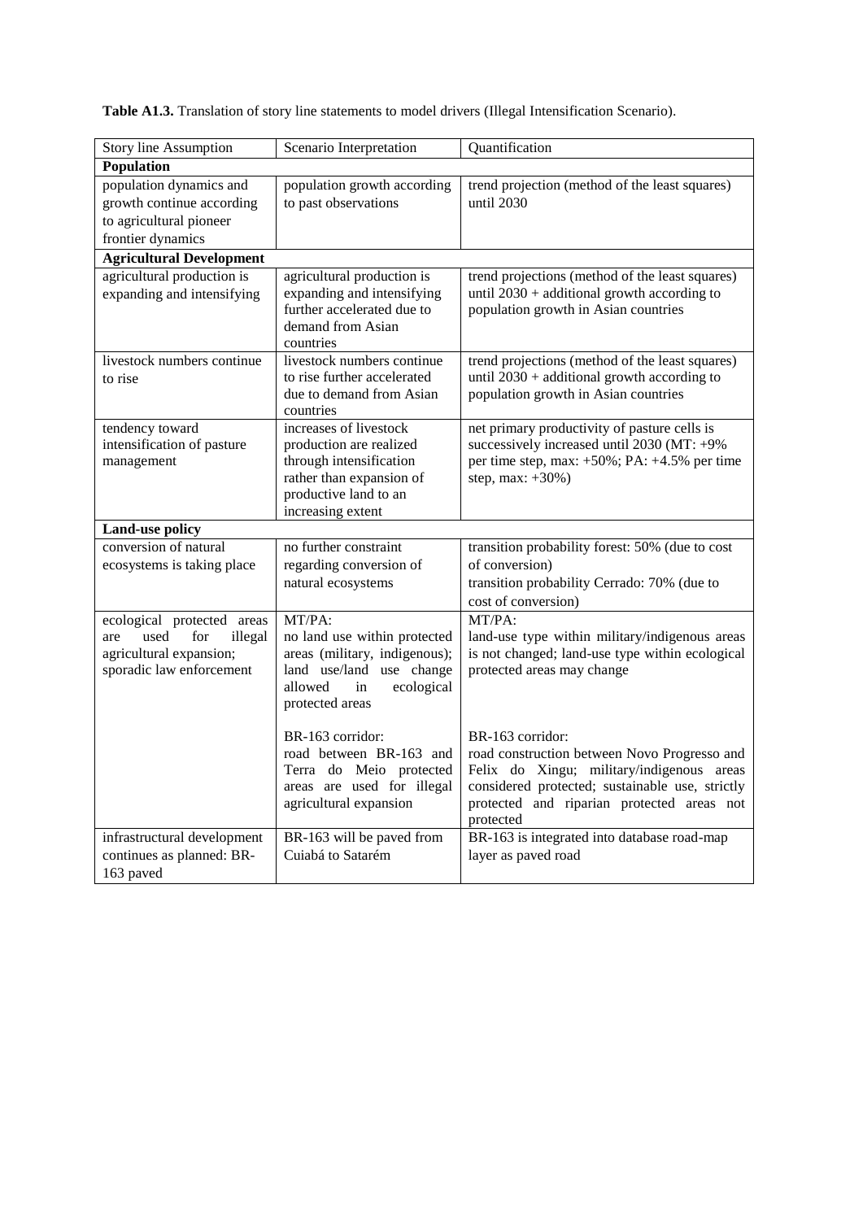**Table A1.3.** Translation of story line statements to model drivers (Illegal Intensification Scenario).

| Story line Assumption | Scenario Interpretation | Quantification |
|---|---|---|
| **Population** | | |
| population dynamics and growth continue according to agricultural pioneer frontier dynamics | population growth according to past observations | trend projection (method of the least squares) until 2030 |
| **Agricultural Development** | | |
| agricultural production is expanding and intensifying | agricultural production is expanding and intensifying further accelerated due to demand from Asian countries | trend projections (method of the least squares) until 2030 + additional growth according to population growth in Asian countries |
| livestock numbers continue to rise | livestock numbers continue to rise further accelerated due to demand from Asian countries | trend projections (method of the least squares) until 2030 + additional growth according to population growth in Asian countries |
| tendency toward intensification of pasture management | increases of livestock production are realized through intensification rather than expansion of productive land to an increasing extent | net primary productivity of pasture cells is successively increased until 2030 (MT: +9% per time step, max: +50%; PA: +4.5% per time step, max: +30%) |
| **Land-use policy** | | |
| conversion of natural ecosystems is taking place | no further constraint regarding conversion of natural ecosystems | transition probability forest: 50% (due to cost of conversion)<br>transition probability Cerrado: 70% (due to cost of conversion) |
| ecological protected areas are used for illegal agricultural expansion; sporadic law enforcement | MT/PA:<br>no land use within protected areas (military, indigenous); land use/land use change allowed in ecological protected areas<br><br>BR-163 corridor:<br>road between BR-163 and Terra do Meio protected areas are used for illegal agricultural expansion | MT/PA:<br>land-use type within military/indigenous areas is not changed; land-use type within ecological protected areas may change<br><br>BR-163 corridor:<br>road construction between Novo Progresso and Felix do Xingu; military/indigenous areas considered protected; sustainable use, strictly protected and riparian protected areas not protected |
| infrastructural development continues as planned: BR-163 paved | BR-163 will be paved from Cuiabá to Satarém | BR-163 is integrated into database road-map layer as paved road |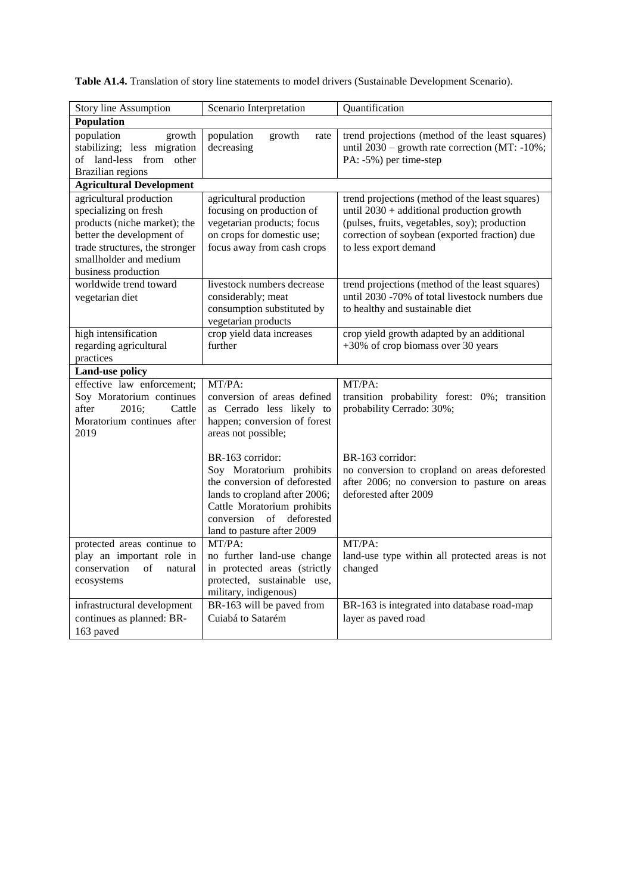**Table A1.4.** Translation of story line statements to model drivers (Sustainable Development Scenario).

| Story line Assumption | Scenario Interpretation | Quantification |
|---|---|---|
| **Population** | | |
| population growth stabilizing; less migration of land-less from other Brazilian regions | population growth rate decreasing | trend projections (method of the least squares) until 2030 – growth rate correction (MT: -10%; PA: -5%) per time-step |
| **Agricultural Development** | | |
| agricultural production specializing on fresh products (niche market); the better the development of trade structures, the stronger smallholder and medium business production | agricultural production focusing on production of vegetarian products; focus on crops for domestic use; focus away from cash crops | trend projections (method of the least squares) until 2030 + additional production growth (pulses, fruits, vegetables, soy); production correction of soybean (exported fraction) due to less export demand |
| worldwide trend toward vegetarian diet | livestock numbers decrease considerably; meat consumption substituted by vegetarian products | trend projections (method of the least squares) until 2030 -70% of total livestock numbers due to healthy and sustainable diet |
| high intensification regarding agricultural practices | crop yield data increases further | crop yield growth adapted by an additional +30% of crop biomass over 30 years |
| **Land-use policy** | | |
| effective law enforcement; Soy Moratorium continues after 2016; Cattle Moratorium continues after 2019 | MT/PA: conversion of areas defined as Cerrado less likely to happen; conversion of forest areas not possible; | MT/PA: transition probability forest: 0%; transition probability Cerrado: 30%; |
| | BR-163 corridor: Soy Moratorium prohibits the conversion of deforested lands to cropland after 2006; Cattle Moratorium prohibits conversion of deforested land to pasture after 2009 | BR-163 corridor: no conversion to cropland on areas deforested after 2006; no conversion to pasture on areas deforested after 2009 |
| protected areas continue to play an important role in conservation of natural ecosystems | MT/PA: no further land-use change in protected areas (strictly protected, sustainable use, military, indigenous) | MT/PA: land-use type within all protected areas is not changed |
| infrastructural development continues as planned: BR-163 paved | BR-163 will be paved from Cuiabá to Satarém | BR-163 is integrated into database road-map layer as paved road |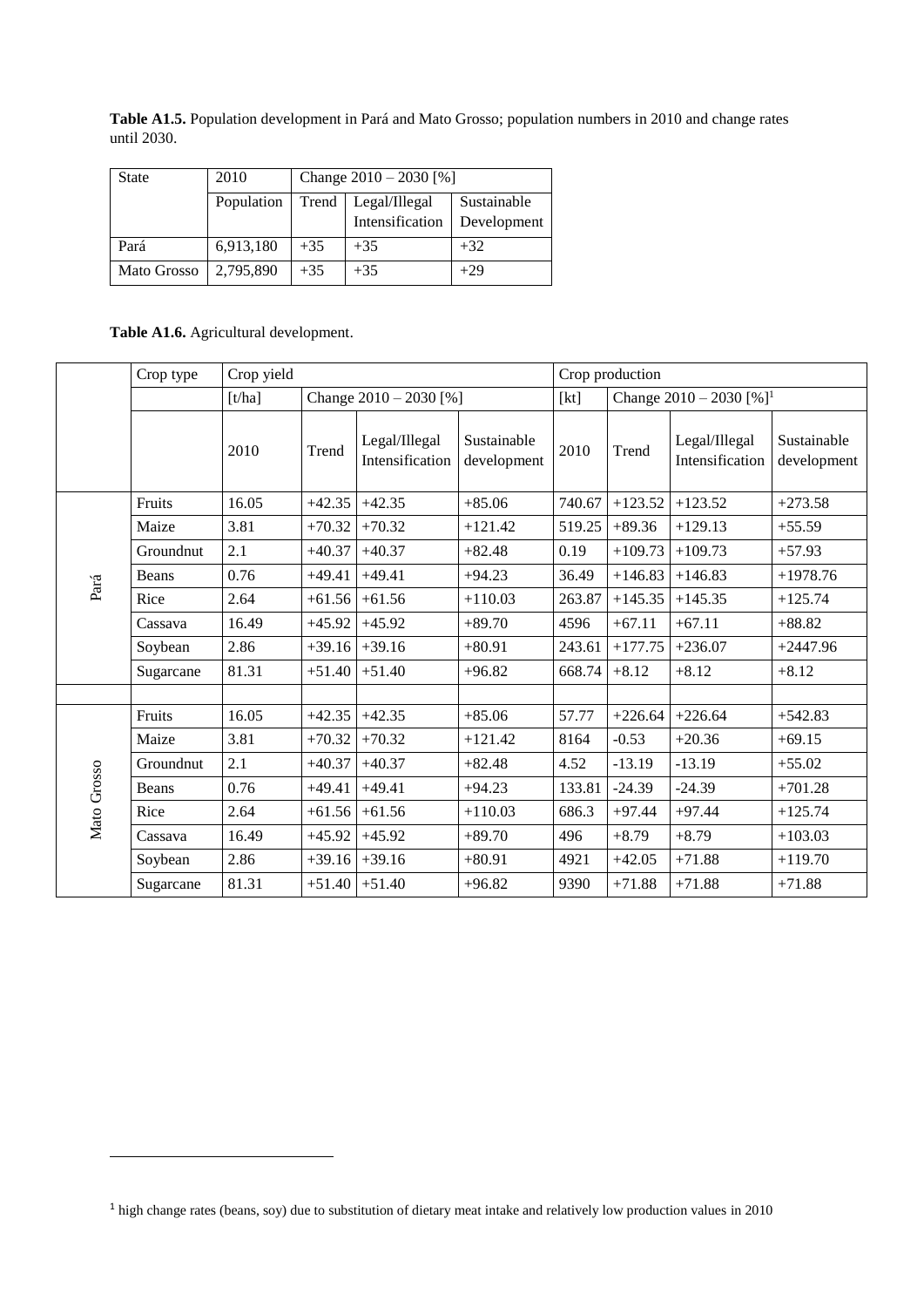**Table A1.5.** Population development in Pará and Mato Grosso; population numbers in 2010 and change rates until 2030.

| State | 2010 | Change 2010 – 2030 [%] | | |
|---|---|---|---|---|
| | Population | Trend | Legal/Illegal Intensification | Sustainable Development |
| Pará | 6,913,180 | +35 | +35 | +32 |
| Mato Grosso | 2,795,890 | +35 | +35 | +29 |

**Table A1.6.** Agricultural development.

| | Crop type | Crop yield | | | | Crop production | | | |
|---|---|---|---|---|---|---|---|---|---|
| | | [t/ha] | Change 2010 – 2030 [%] | | | [kt] | Change 2010 – 2030 [%][1] | | |
| | | 2010 | Trend | Legal/Illegal Intensification | Sustainable development | 2010 | Trend | Legal/Illegal Intensification | Sustainable development |
| Pará | Fruits | 16.05 | +42.35 | +42.35 | +85.06 | 740.67 | +123.52 | +123.52 | +273.58 |
| | Maize | 3.81 | +70.32 | +70.32 | +121.42 | 519.25 | +89.36 | +129.13 | +55.59 |
| | Groundnut | 2.1 | +40.37 | +40.37 | +82.48 | 0.19 | +109.73 | +109.73 | +57.93 |
| | Beans | 0.76 | +49.41 | +49.41 | +94.23 | 36.49 | +146.83 | +146.83 | +1978.76 |
| | Rice | 2.64 | +61.56 | +61.56 | +110.03 | 263.87 | +145.35 | +145.35 | +125.74 |
| | Cassava | 16.49 | +45.92 | +45.92 | +89.70 | 4596 | +67.11 | +67.11 | +88.82 |
| | Soybean | 2.86 | +39.16 | +39.16 | +80.91 | 243.61 | +177.75 | +236.07 | +2447.96 |
| | Sugarcane | 81.31 | +51.40 | +51.40 | +96.82 | 668.74 | +8.12 | +8.12 | +8.12 |
| | | | | | | | | | |
| Mato Grosso | Fruits | 16.05 | +42.35 | +42.35 | +85.06 | 57.77 | +226.64 | +226.64 | +542.83 |
| | Maize | 3.81 | +70.32 | +70.32 | +121.42 | 8164 | -0.53 | +20.36 | +69.15 |
| | Groundnut | 2.1 | +40.37 | +40.37 | +82.48 | 4.52 | -13.19 | -13.19 | +55.02 |
| | Beans | 0.76 | +49.41 | +49.41 | +94.23 | 133.81 | -24.39 | -24.39 | +701.28 |
| | Rice | 2.64 | +61.56 | +61.56 | +110.03 | 686.3 | +97.44 | +97.44 | +125.74 |
| | Cassava | 16.49 | +45.92 | +45.92 | +89.70 | 496 | +8.79 | +8.79 | +103.03 |
| | Soybean | 2.86 | +39.16 | +39.16 | +80.91 | 4921 | +42.05 | +71.88 | +119.70 |
| | Sugarcane | 81.31 | +51.40 | +51.40 | +96.82 | 9390 | +71.88 | +71.88 | +71.88 |

[1] high change rates (beans, soy) due to substitution of dietary meat intake and relatively low production values in 2010